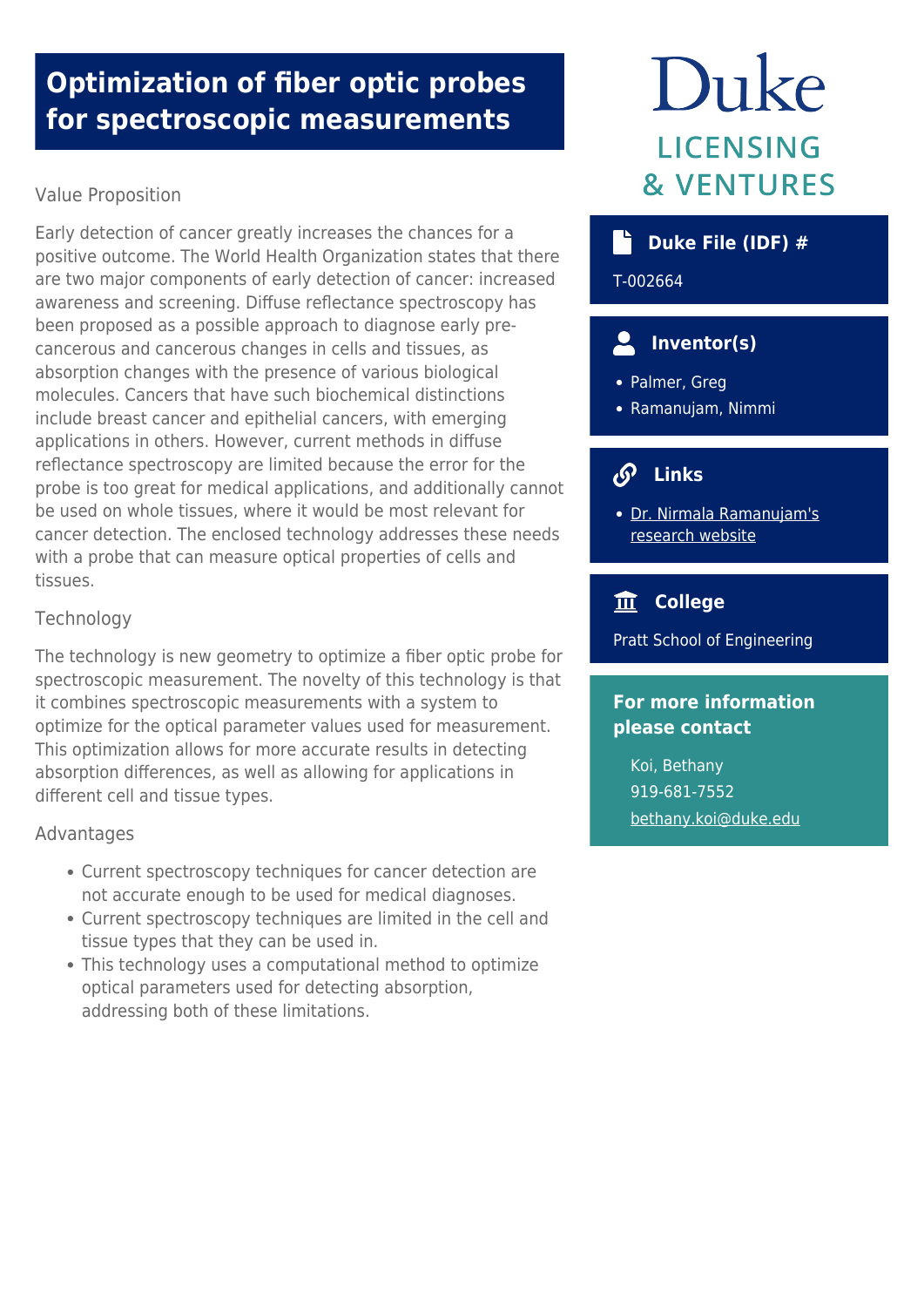# Optimization of fiber optic probes for spectroscopic measurements

## Value Proposition

Early detection of cancer greatly increases the chances for a positive outcome. The World Health Organization states that there are two major components of early detection of cancer: increased awareness and screening. Diffuse reflectance spectroscopy has been proposed as a possible approach to diagnose early pre-cancerous and cancerous changes in cells and tissues, as absorption changes with the presence of various biological molecules. Cancers that have such biochemical distinctions include breast cancer and epithelial cancers, with emerging applications in others. However, current methods in diffuse reflectance spectroscopy are limited because the error for the probe is too great for medical applications, and additionally cannot be used on whole tissues, where it would be most relevant for cancer detection. The enclosed technology addresses these needs with a probe that can measure optical properties of cells and tissues.

## Technology

The technology is new geometry to optimize a fiber optic probe for spectroscopic measurement. The novelty of this technology is that it combines spectroscopic measurements with a system to optimize for the optical parameter values used for measurement. This optimization allows for more accurate results in detecting absorption differences, as well as allowing for applications in different cell and tissue types.

## Advantages

- Current spectroscopy techniques for cancer detection are not accurate enough to be used for medical diagnoses.
- Current spectroscopy techniques are limited in the cell and tissue types that they can be used in.
- This technology uses a computational method to optimize optical parameters used for detecting absorption, addressing both of these limitations.

Duke LICENSING & VENTURES

### Duke File (IDF) #

T-002664

### Inventor(s)

- Palmer, Greg
- Ramanujam, Nimmi

### Links

- Dr. Nirmala Ramanujam's research website

### College

Pratt School of Engineering

### For more information please contact

Koi, Bethany
919-681-7552
bethany.koi@duke.edu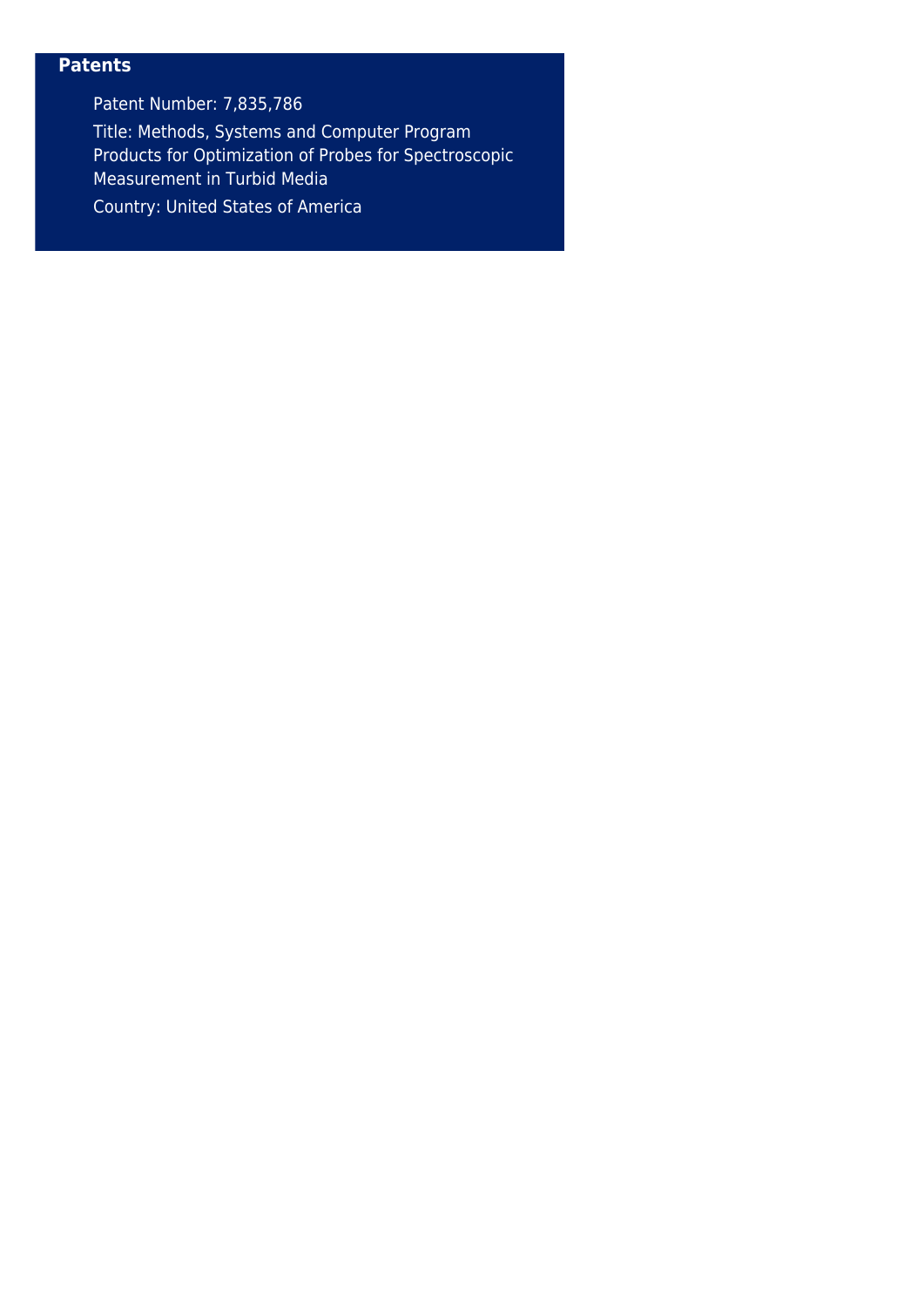## Patents

Patent Number: 7,835,786

Title: Methods, Systems and Computer Program Products for Optimization of Probes for Spectroscopic Measurement in Turbid Media

Country: United States of America